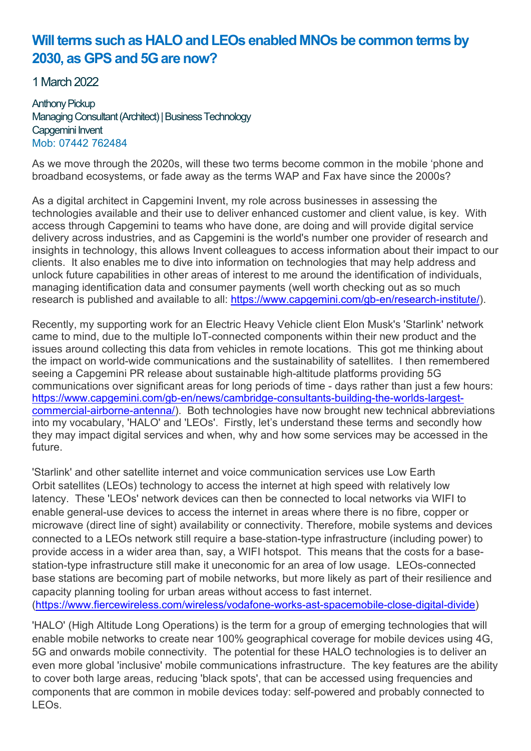# Will terms such as HALO and LEOs enabled MNOs be common terms by 2030, as GPS and 5G are now?

1 March 2022

Anthony Pickup
Managing Consultant (Architect) | Business Technology
Capgemini Invent
Mob: 07442 762484

As we move through the 2020s, will these two terms become common in the mobile 'phone and broadband ecosystems, or fade away as the terms WAP and Fax have since the 2000s?

As a digital architect in Capgemini Invent, my role across businesses in assessing the technologies available and their use to deliver enhanced customer and client value, is key. With access through Capgemini to teams who have done, are doing and will provide digital service delivery across industries, and as Capgemini is the world's number one provider of research and insights in technology, this allows Invent colleagues to access information about their impact to our clients. It also enables me to dive into information on technologies that may help address and unlock future capabilities in other areas of interest to me around the identification of individuals, managing identification data and consumer payments (well worth checking out as so much research is published and available to all: https://www.capgemini.com/gb-en/research-institute/).

Recently, my supporting work for an Electric Heavy Vehicle client Elon Musk's 'Starlink' network came to mind, due to the multiple IoT-connected components within their new product and the issues around collecting this data from vehicles in remote locations. This got me thinking about the impact on world-wide communications and the sustainability of satellites. I then remembered seeing a Capgemini PR release about sustainable high-altitude platforms providing 5G communications over significant areas for long periods of time - days rather than just a few hours: https://www.capgemini.com/gb-en/news/cambridge-consultants-building-the-worlds-largest-commercial-airborne-antenna/). Both technologies have now brought new technical abbreviations into my vocabulary, 'HALO' and 'LEOs'. Firstly, let's understand these terms and secondly how they may impact digital services and when, why and how some services may be accessed in the future.

'Starlink' and other satellite internet and voice communication services use Low Earth Orbit satellites (LEOs) technology to access the internet at high speed with relatively low latency. These 'LEOs' network devices can then be connected to local networks via WIFI to enable general-use devices to access the internet in areas where there is no fibre, copper or microwave (direct line of sight) availability or connectivity. Therefore, mobile systems and devices connected to a LEOs network still require a base-station-type infrastructure (including power) to provide access in a wider area than, say, a WIFI hotspot. This means that the costs for a base-station-type infrastructure still make it uneconomic for an area of low usage. LEOs-connected base stations are becoming part of mobile networks, but more likely as part of their resilience and capacity planning tooling for urban areas without access to fast internet. (https://www.fiercewireless.com/wireless/vodafone-works-ast-spacemobile-close-digital-divide)

'HALO' (High Altitude Long Operations) is the term for a group of emerging technologies that will enable mobile networks to create near 100% geographical coverage for mobile devices using 4G, 5G and onwards mobile connectivity. The potential for these HALO technologies is to deliver an even more global 'inclusive' mobile communications infrastructure. The key features are the ability to cover both large areas, reducing 'black spots', that can be accessed using frequencies and components that are common in mobile devices today: self-powered and probably connected to LEOs.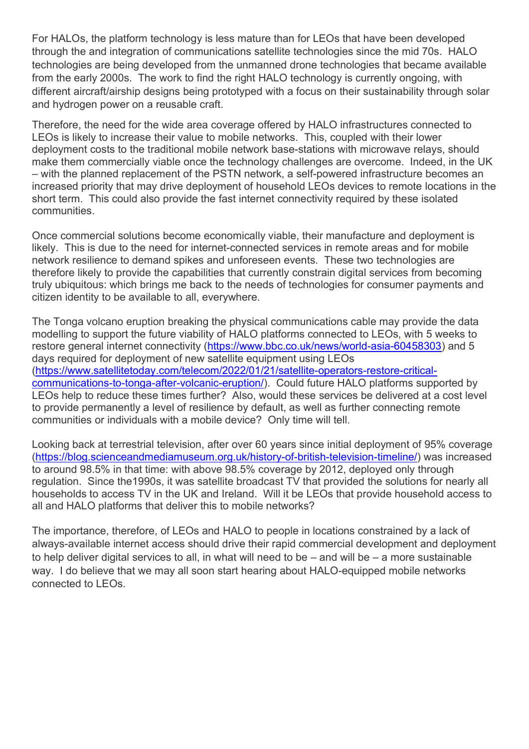For HALOs, the platform technology is less mature than for LEOs that have been developed through the and integration of communications satellite technologies since the mid 70s. HALO technologies are being developed from the unmanned drone technologies that became available from the early 2000s. The work to find the right HALO technology is currently ongoing, with different aircraft/airship designs being prototyped with a focus on their sustainability through solar and hydrogen power on a reusable craft.

Therefore, the need for the wide area coverage offered by HALO infrastructures connected to LEOs is likely to increase their value to mobile networks. This, coupled with their lower deployment costs to the traditional mobile network base-stations with microwave relays, should make them commercially viable once the technology challenges are overcome. Indeed, in the UK – with the planned replacement of the PSTN network, a self-powered infrastructure becomes an increased priority that may drive deployment of household LEOs devices to remote locations in the short term. This could also provide the fast internet connectivity required by these isolated communities.

Once commercial solutions become economically viable, their manufacture and deployment is likely. This is due to the need for internet-connected services in remote areas and for mobile network resilience to demand spikes and unforeseen events. These two technologies are therefore likely to provide the capabilities that currently constrain digital services from becoming truly ubiquitous: which brings me back to the needs of technologies for consumer payments and citizen identity to be available to all, everywhere.

The Tonga volcano eruption breaking the physical communications cable may provide the data modelling to support the future viability of HALO platforms connected to LEOs, with 5 weeks to restore general internet connectivity (https://www.bbc.co.uk/news/world-asia-60458303) and 5 days required for deployment of new satellite equipment using LEOs (https://www.satellitetoday.com/telecom/2022/01/21/satellite-operators-restore-critical-communications-to-tonga-after-volcanic-eruption/). Could future HALO platforms supported by LEOs help to reduce these times further? Also, would these services be delivered at a cost level to provide permanently a level of resilience by default, as well as further connecting remote communities or individuals with a mobile device? Only time will tell.

Looking back at terrestrial television, after over 60 years since initial deployment of 95% coverage (https://blog.scienceandmediamuseum.org.uk/history-of-british-television-timeline/) was increased to around 98.5% in that time: with above 98.5% coverage by 2012, deployed only through regulation. Since the1990s, it was satellite broadcast TV that provided the solutions for nearly all households to access TV in the UK and Ireland. Will it be LEOs that provide household access to all and HALO platforms that deliver this to mobile networks?

The importance, therefore, of LEOs and HALO to people in locations constrained by a lack of always-available internet access should drive their rapid commercial development and deployment to help deliver digital services to all, in what will need to be – and will be – a more sustainable way. I do believe that we may all soon start hearing about HALO-equipped mobile networks connected to LEOs.